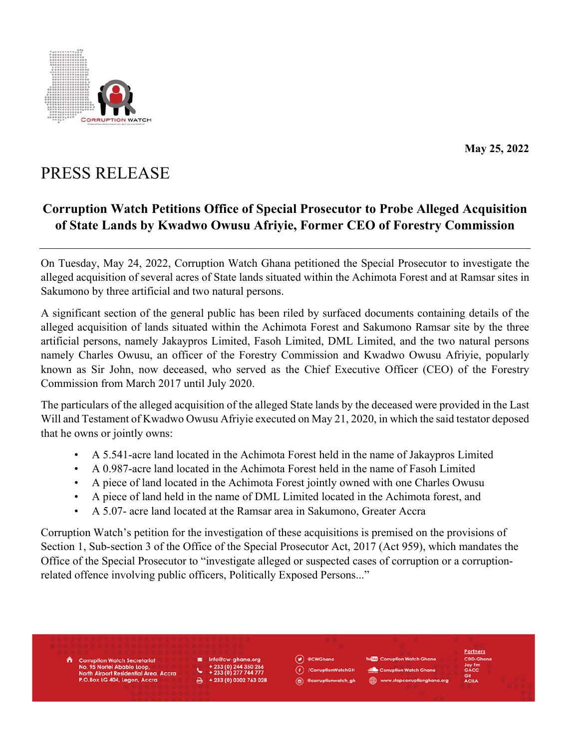May 25, 2022

# PRESS RELEASE

## Corruption Watch Petitions Office of Special Prosecutor to Probe Alleged Acquisition of State Lands by Kwadwo Owusu Afriyie, Former CEO of Forestry Commission

On Tuesday, May 24, 2022, Corruption Watch Ghana petitioned the Special Prosecutor to investigate the alleged acquisition of several acres of State lands situated within the Achimota Forest and at Ramsar sites in Sakumono by three artificial and two natural persons.

A significant section of the general public has been riled by surfaced documents containing details of the alleged acquisition of lands situated within the Achimota Forest and Sakumono Ramsar site by the three artificial persons, namely Jakaypros Limited, Fasoh Limited, DML Limited, and the two natural persons namely Charles Owusu, an officer of the Forestry Commission and Kwadwo Owusu Afriyie, popularly known as Sir John, now deceased, who served as the Chief Executive Officer (CEO) of the Forestry Commission from March 2017 until July 2020.

The particulars of the alleged acquisition of the alleged State lands by the deceased were provided in the Last Will and Testament of Kwadwo Owusu Afriyie executed on May 21, 2020, in which the said testator deposed that he owns or jointly owns:

- A 5.541-acre land located in the Achimota Forest held in the name of Jakaypros Limited
- A 0.987-acre land located in the Achimota Forest held in the name of Fasoh Limited
- A piece of land located in the Achimota Forest jointly owned with one Charles Owusu
- A piece of land held in the name of DML Limited located in the Achimota forest, and
- A 5.07- acre land located at the Ramsar area in Sakumono, Greater Accra

Corruption Watch's petition for the investigation of these acquisitions is premised on the provisions of Section 1, Sub-section 3 of the Office of the Special Prosecutor Act, 2017 (Act 959), which mandates the Office of the Special Prosecutor to "investigate alleged or suspected cases of corruption or a corruption-related offence involving public officers, Politically Exposed Persons..."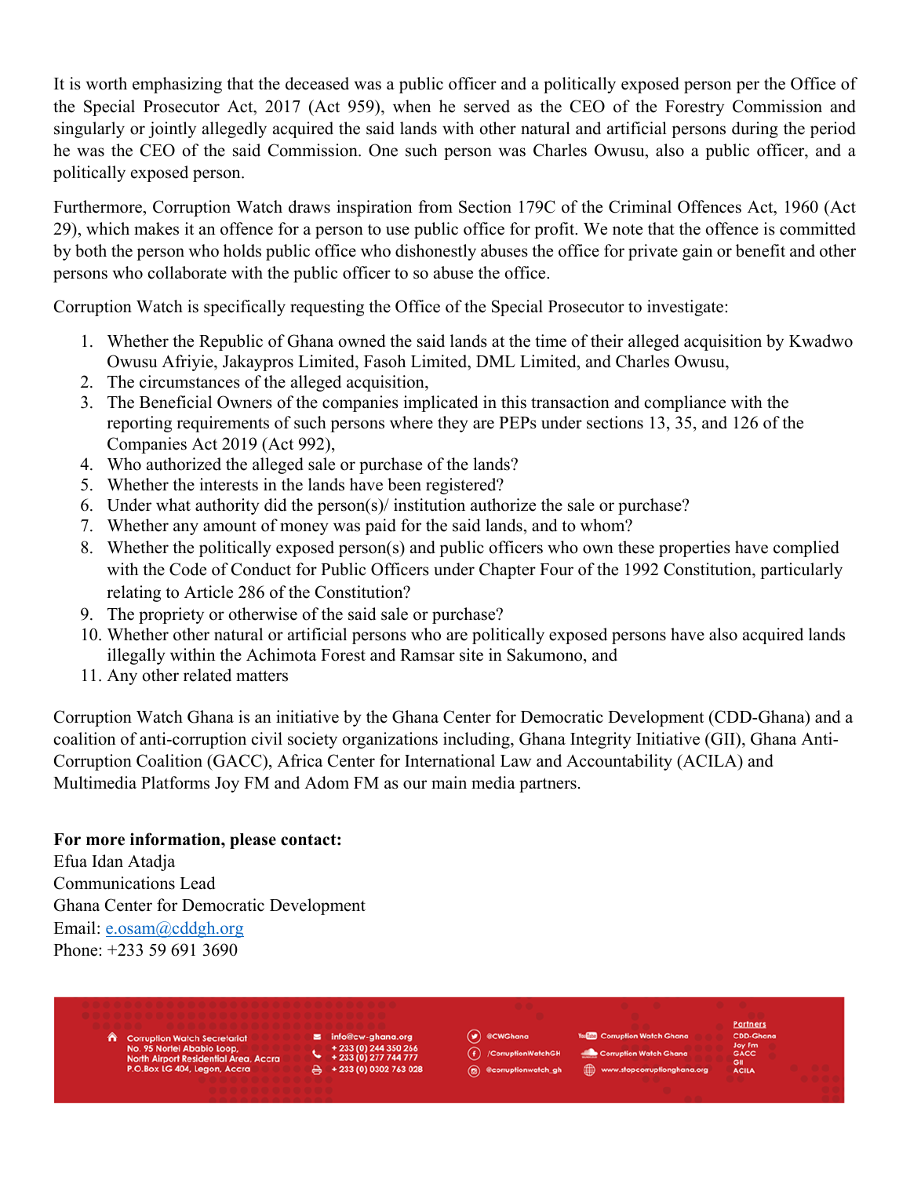It is worth emphasizing that the deceased was a public officer and a politically exposed person per the Office of the Special Prosecutor Act, 2017 (Act 959), when he served as the CEO of the Forestry Commission and singularly or jointly allegedly acquired the said lands with other natural and artificial persons during the period he was the CEO of the said Commission. One such person was Charles Owusu, also a public officer, and a politically exposed person.

Furthermore, Corruption Watch draws inspiration from Section 179C of the Criminal Offences Act, 1960 (Act 29), which makes it an offence for a person to use public office for profit. We note that the offence is committed by both the person who holds public office who dishonestly abuses the office for private gain or benefit and other persons who collaborate with the public officer to so abuse the office.

Corruption Watch is specifically requesting the Office of the Special Prosecutor to investigate:

1. Whether the Republic of Ghana owned the said lands at the time of their alleged acquisition by Kwadwo Owusu Afriyie, Jakaypros Limited, Fasoh Limited, DML Limited, and Charles Owusu,
2. The circumstances of the alleged acquisition,
3. The Beneficial Owners of the companies implicated in this transaction and compliance with the reporting requirements of such persons where they are PEPs under sections 13, 35, and 126 of the Companies Act 2019 (Act 992),
4. Who authorized the alleged sale or purchase of the lands?
5. Whether the interests in the lands have been registered?
6. Under what authority did the person(s)/ institution authorize the sale or purchase?
7. Whether any amount of money was paid for the said lands, and to whom?
8. Whether the politically exposed person(s) and public officers who own these properties have complied with the Code of Conduct for Public Officers under Chapter Four of the 1992 Constitution, particularly relating to Article 286 of the Constitution?
9. The propriety or otherwise of the said sale or purchase?
10. Whether other natural or artificial persons who are politically exposed persons have also acquired lands illegally within the Achimota Forest and Ramsar site in Sakumono, and
11. Any other related matters

Corruption Watch Ghana is an initiative by the Ghana Center for Democratic Development (CDD-Ghana) and a coalition of anti-corruption civil society organizations including, Ghana Integrity Initiative (GII), Ghana Anti-Corruption Coalition (GACC), Africa Center for International Law and Accountability (ACILA) and Multimedia Platforms Joy FM and Adom FM as our main media partners.

**For more information, please contact:**
Efua Idan Atadja
Communications Lead
Ghana Center for Democratic Development
Email: e.osam@cddgh.org
Phone: +233 59 691 3690